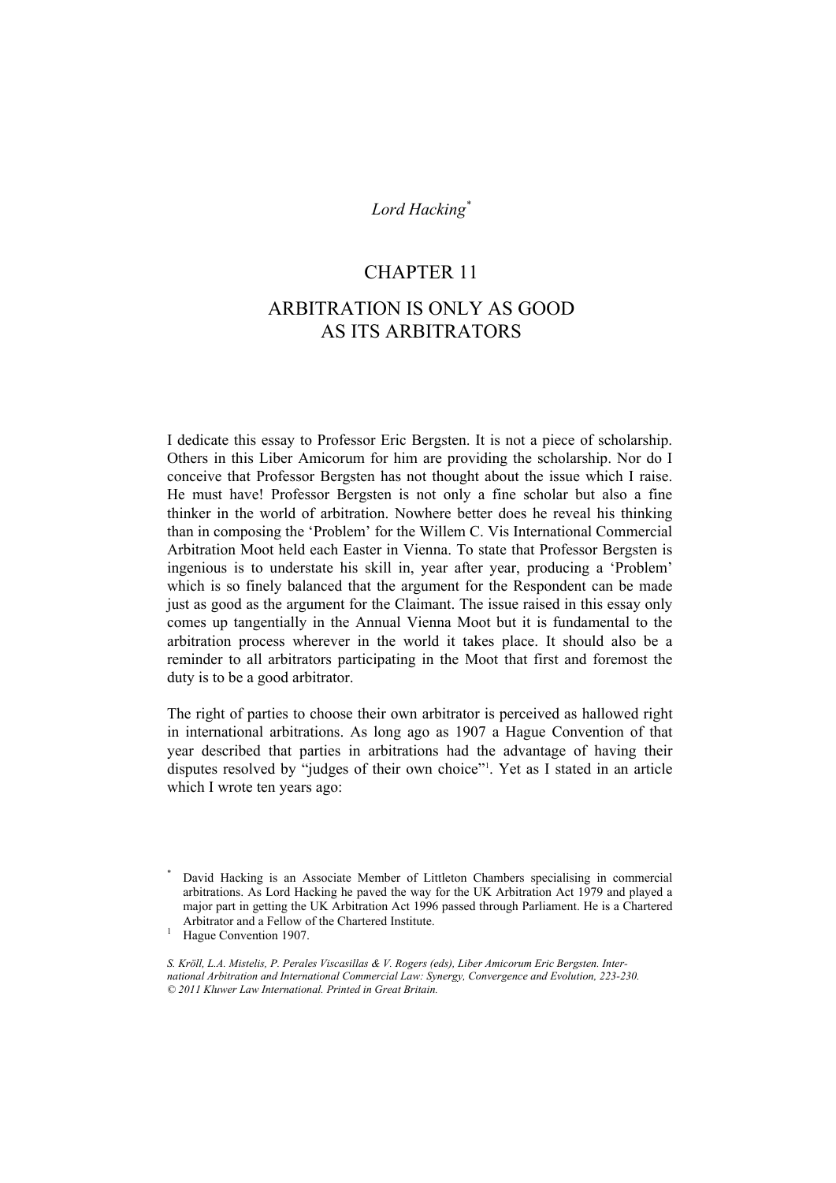*Lord Hacking*[*]

# CHAPTER 11

# ARBITRATION IS ONLY AS GOOD AS ITS ARBITRATORS

I dedicate this essay to Professor Eric Bergsten. It is not a piece of scholarship. Others in this Liber Amicorum for him are providing the scholarship. Nor do I conceive that Professor Bergsten has not thought about the issue which I raise. He must have! Professor Bergsten is not only a fine scholar but also a fine thinker in the world of arbitration. Nowhere better does he reveal his thinking than in composing the 'Problem' for the Willem C. Vis International Commercial Arbitration Moot held each Easter in Vienna. To state that Professor Bergsten is ingenious is to understate his skill in, year after year, producing a 'Problem' which is so finely balanced that the argument for the Respondent can be made just as good as the argument for the Claimant. The issue raised in this essay only comes up tangentially in the Annual Vienna Moot but it is fundamental to the arbitration process wherever in the world it takes place. It should also be a reminder to all arbitrators participating in the Moot that first and foremost the duty is to be a good arbitrator.

The right of parties to choose their own arbitrator is perceived as hallowed right in international arbitrations. As long ago as 1907 a Hague Convention of that year described that parties in arbitrations had the advantage of having their disputes resolved by "judges of their own choice"[1]. Yet as I stated in an article which I wrote ten years ago:

---

[*] David Hacking is an Associate Member of Littleton Chambers specialising in commercial arbitrations. As Lord Hacking he paved the way for the UK Arbitration Act 1979 and played a major part in getting the UK Arbitration Act 1996 passed through Parliament. He is a Chartered Arbitrator and a Fellow of the Chartered Institute.

[1] Hague Convention 1907.

*S. Kröll, L.A. Mistelis, P. Perales Viscasillas & V. Rogers (eds), Liber Amicorum Eric Bergsten. International Arbitration and International Commercial Law: Synergy, Convergence and Evolution, 223-230. © 2011 Kluwer Law International. Printed in Great Britain.*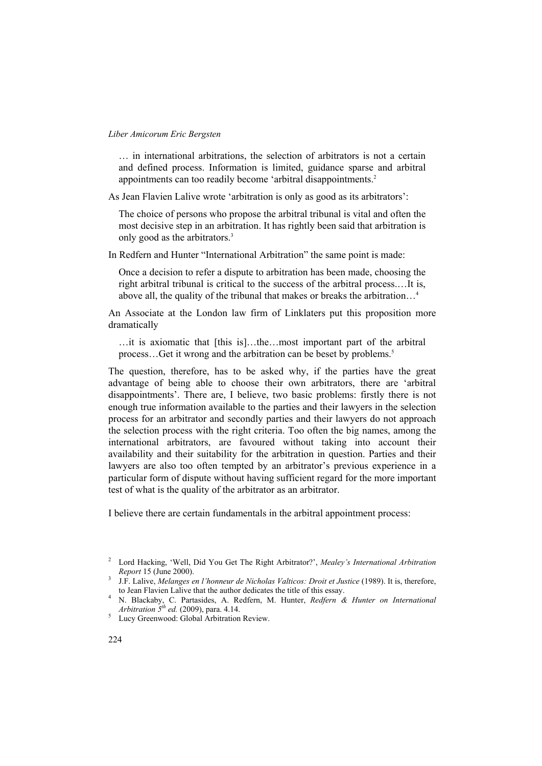> … in international arbitrations, the selection of arbitrators is not a certain and defined process. Information is limited, guidance sparse and arbitral appointments can too readily become 'arbitral disappointments.[2]

As Jean Flavien Lalive wrote 'arbitration is only as good as its arbitrators':

> The choice of persons who propose the arbitral tribunal is vital and often the most decisive step in an arbitration. It has rightly been said that arbitration is only good as the arbitrators.[3]

In Redfern and Hunter "International Arbitration" the same point is made:

> Once a decision to refer a dispute to arbitration has been made, choosing the right arbitral tribunal is critical to the success of the arbitral process.…It is, above all, the quality of the tribunal that makes or breaks the arbitration…[4]

An Associate at the London law firm of Linklaters put this proposition more dramatically

> …it is axiomatic that [this is]…the…most important part of the arbitral process…Get it wrong and the arbitration can be beset by problems.[5]

The question, therefore, has to be asked why, if the parties have the great advantage of being able to choose their own arbitrators, there are 'arbitral disappointments'. There are, I believe, two basic problems: firstly there is not enough true information available to the parties and their lawyers in the selection process for an arbitrator and secondly parties and their lawyers do not approach the selection process with the right criteria. Too often the big names, among the international arbitrators, are favoured without taking into account their availability and their suitability for the arbitration in question. Parties and their lawyers are also too often tempted by an arbitrator's previous experience in a particular form of dispute without having sufficient regard for the more important test of what is the quality of the arbitrator as an arbitrator.

I believe there are certain fundamentals in the arbitral appointment process:

---

[2] Lord Hacking, 'Well, Did You Get The Right Arbitrator?', *Mealey's International Arbitration Report* 15 (June 2000).

[3] J.F. Lalive, *Melanges en l'honneur de Nicholas Valticos: Droit et Justice* (1989). It is, therefore, to Jean Flavien Lalive that the author dedicates the title of this essay.

[4] N. Blackaby, C. Partasides, A. Redfern, M. Hunter, *Redfern & Hunter on International Arbitration 5th ed.* (2009), para. 4.14.

[5] Lucy Greenwood: Global Arbitration Review.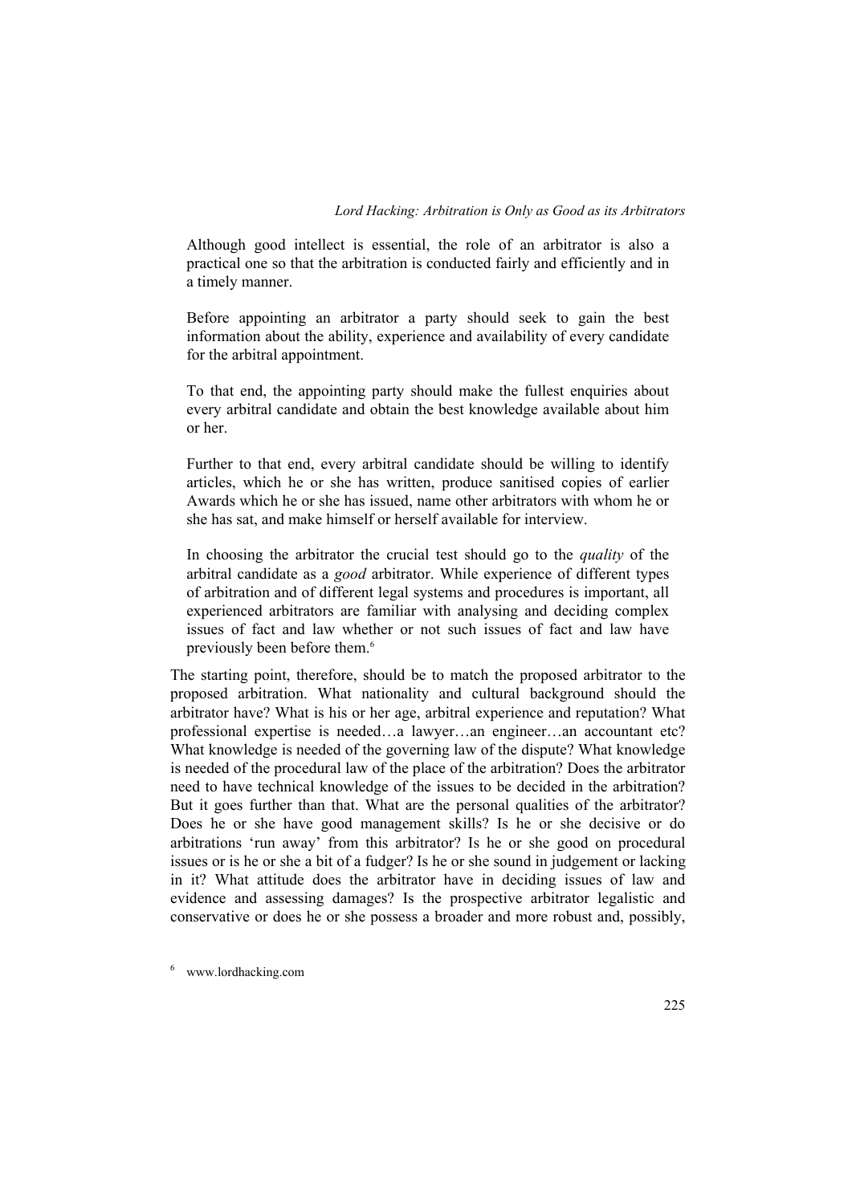> Although good intellect is essential, the role of an arbitrator is also a practical one so that the arbitration is conducted fairly and efficiently and in a timely manner.
>
> Before appointing an arbitrator a party should seek to gain the best information about the ability, experience and availability of every candidate for the arbitral appointment.
>
> To that end, the appointing party should make the fullest enquiries about every arbitral candidate and obtain the best knowledge available about him or her.
>
> Further to that end, every arbitral candidate should be willing to identify articles, which he or she has written, produce sanitised copies of earlier Awards which he or she has issued, name other arbitrators with whom he or she has sat, and make himself or herself available for interview.
>
> In choosing the arbitrator the crucial test should go to the *quality* of the arbitral candidate as a *good* arbitrator. While experience of different types of arbitration and of different legal systems and procedures is important, all experienced arbitrators are familiar with analysing and deciding complex issues of fact and law whether or not such issues of fact and law have previously been before them.[6]

The starting point, therefore, should be to match the proposed arbitrator to the proposed arbitration. What nationality and cultural background should the arbitrator have? What is his or her age, arbitral experience and reputation? What professional expertise is needed…a lawyer…an engineer…an accountant etc? What knowledge is needed of the governing law of the dispute? What knowledge is needed of the procedural law of the place of the arbitration? Does the arbitrator need to have technical knowledge of the issues to be decided in the arbitration? But it goes further than that. What are the personal qualities of the arbitrator? Does he or she have good management skills? Is he or she decisive or do arbitrations 'run away' from this arbitrator? Is he or she good on procedural issues or is he or she a bit of a fudger? Is he or she sound in judgement or lacking in it? What attitude does the arbitrator have in deciding issues of law and evidence and assessing damages? Is the prospective arbitrator legalistic and conservative or does he or she possess a broader and more robust and, possibly,

[6] www.lordhacking.com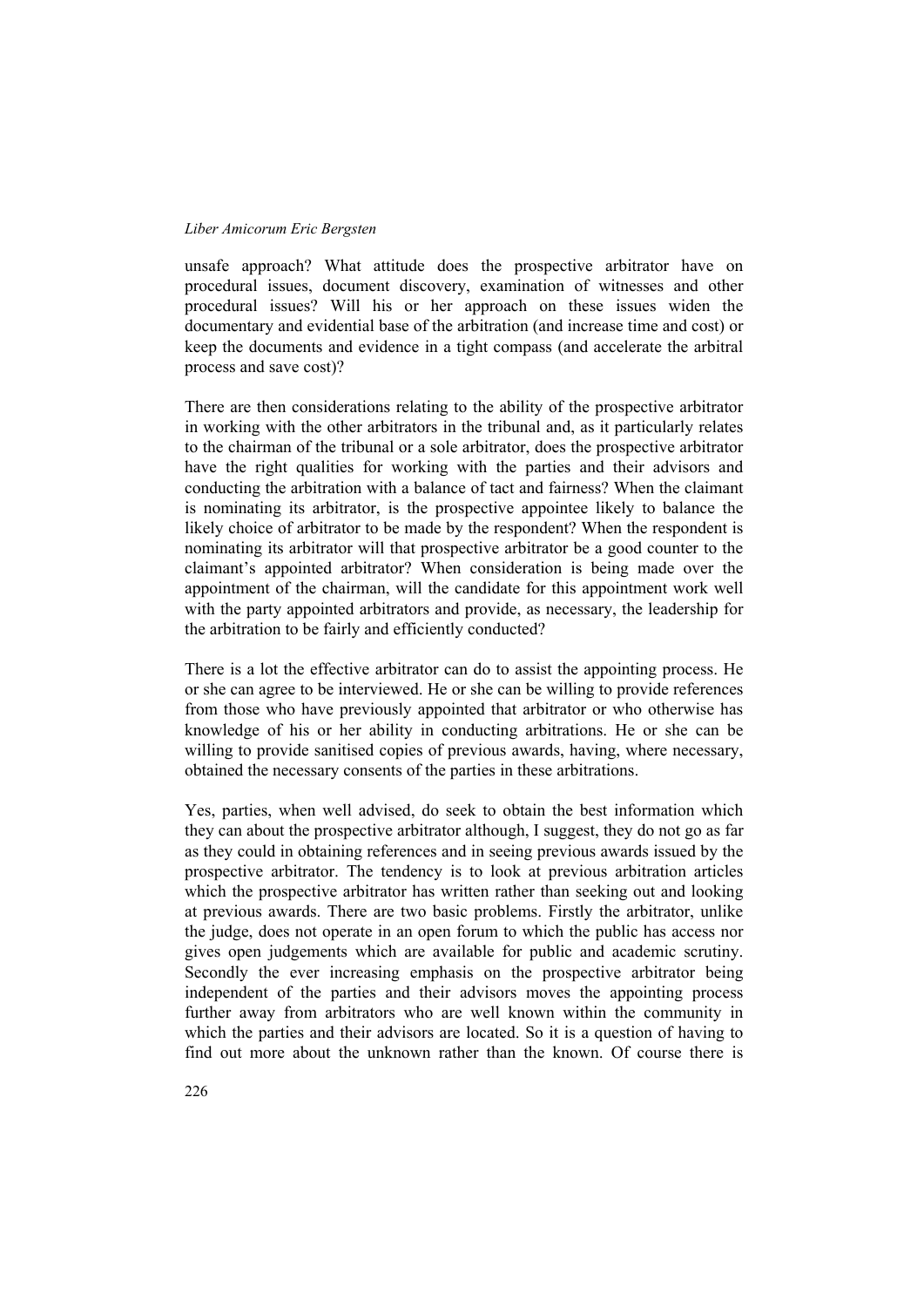unsafe approach? What attitude does the prospective arbitrator have on procedural issues, document discovery, examination of witnesses and other procedural issues? Will his or her approach on these issues widen the documentary and evidential base of the arbitration (and increase time and cost) or keep the documents and evidence in a tight compass (and accelerate the arbitral process and save cost)?

There are then considerations relating to the ability of the prospective arbitrator in working with the other arbitrators in the tribunal and, as it particularly relates to the chairman of the tribunal or a sole arbitrator, does the prospective arbitrator have the right qualities for working with the parties and their advisors and conducting the arbitration with a balance of tact and fairness? When the claimant is nominating its arbitrator, is the prospective appointee likely to balance the likely choice of arbitrator to be made by the respondent? When the respondent is nominating its arbitrator will that prospective arbitrator be a good counter to the claimant's appointed arbitrator? When consideration is being made over the appointment of the chairman, will the candidate for this appointment work well with the party appointed arbitrators and provide, as necessary, the leadership for the arbitration to be fairly and efficiently conducted?

There is a lot the effective arbitrator can do to assist the appointing process. He or she can agree to be interviewed. He or she can be willing to provide references from those who have previously appointed that arbitrator or who otherwise has knowledge of his or her ability in conducting arbitrations. He or she can be willing to provide sanitised copies of previous awards, having, where necessary, obtained the necessary consents of the parties in these arbitrations.

Yes, parties, when well advised, do seek to obtain the best information which they can about the prospective arbitrator although, I suggest, they do not go as far as they could in obtaining references and in seeing previous awards issued by the prospective arbitrator. The tendency is to look at previous arbitration articles which the prospective arbitrator has written rather than seeking out and looking at previous awards. There are two basic problems. Firstly the arbitrator, unlike the judge, does not operate in an open forum to which the public has access nor gives open judgements which are available for public and academic scrutiny. Secondly the ever increasing emphasis on the prospective arbitrator being independent of the parties and their advisors moves the appointing process further away from arbitrators who are well known within the community in which the parties and their advisors are located. So it is a question of having to find out more about the unknown rather than the known. Of course there is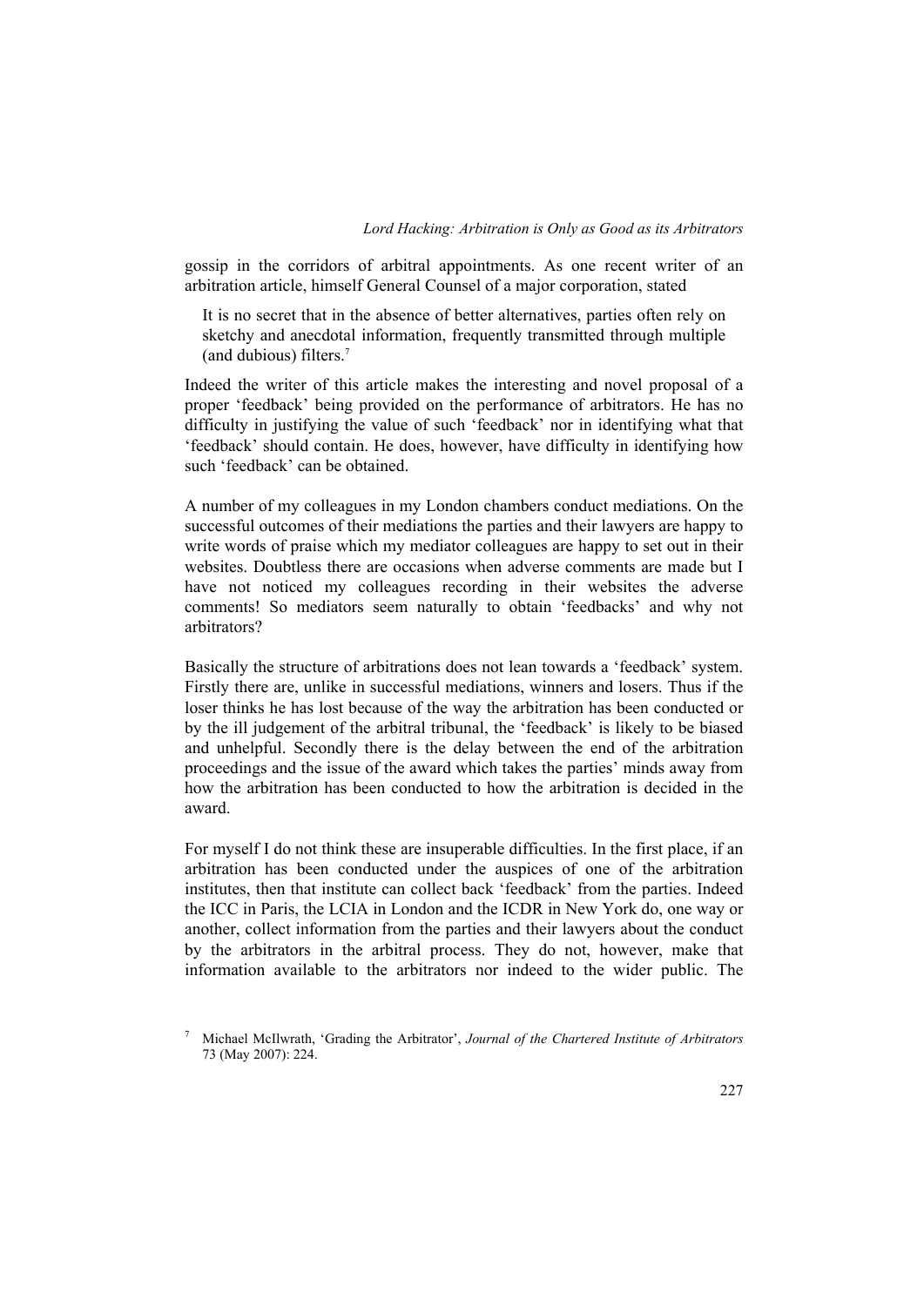gossip in the corridors of arbitral appointments. As one recent writer of an arbitration article, himself General Counsel of a major corporation, stated

> It is no secret that in the absence of better alternatives, parties often rely on sketchy and anecdotal information, frequently transmitted through multiple (and dubious) filters.[7]

Indeed the writer of this article makes the interesting and novel proposal of a proper 'feedback' being provided on the performance of arbitrators. He has no difficulty in justifying the value of such 'feedback' nor in identifying what that 'feedback' should contain. He does, however, have difficulty in identifying how such 'feedback' can be obtained.

A number of my colleagues in my London chambers conduct mediations. On the successful outcomes of their mediations the parties and their lawyers are happy to write words of praise which my mediator colleagues are happy to set out in their websites. Doubtless there are occasions when adverse comments are made but I have not noticed my colleagues recording in their websites the adverse comments! So mediators seem naturally to obtain 'feedbacks' and why not arbitrators?

Basically the structure of arbitrations does not lean towards a 'feedback' system. Firstly there are, unlike in successful mediations, winners and losers. Thus if the loser thinks he has lost because of the way the arbitration has been conducted or by the ill judgement of the arbitral tribunal, the 'feedback' is likely to be biased and unhelpful. Secondly there is the delay between the end of the arbitration proceedings and the issue of the award which takes the parties' minds away from how the arbitration has been conducted to how the arbitration is decided in the award.

For myself I do not think these are insuperable difficulties. In the first place, if an arbitration has been conducted under the auspices of one of the arbitration institutes, then that institute can collect back 'feedback' from the parties. Indeed the ICC in Paris, the LCIA in London and the ICDR in New York do, one way or another, collect information from the parties and their lawyers about the conduct by the arbitrators in the arbitral process. They do not, however, make that information available to the arbitrators nor indeed to the wider public. The

[7] Michael McIlwrath, 'Grading the Arbitrator', *Journal of the Chartered Institute of Arbitrators* 73 (May 2007): 224.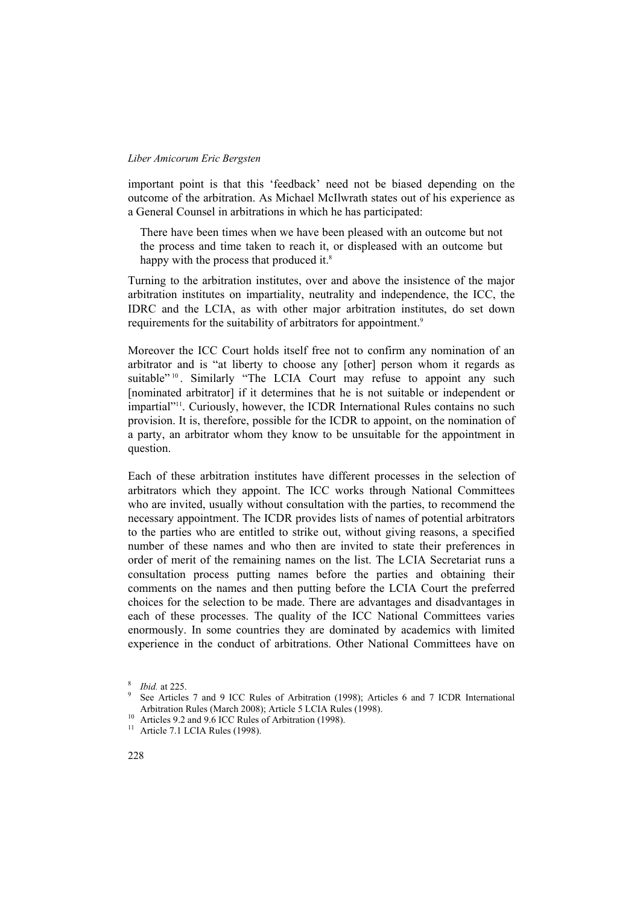important point is that this 'feedback' need not be biased depending on the outcome of the arbitration. As Michael McIlwrath states out of his experience as a General Counsel in arbitrations in which he has participated:

> There have been times when we have been pleased with an outcome but not the process and time taken to reach it, or displeased with an outcome but happy with the process that produced it.[8]

Turning to the arbitration institutes, over and above the insistence of the major arbitration institutes on impartiality, neutrality and independence, the ICC, the IDRC and the LCIA, as with other major arbitration institutes, do set down requirements for the suitability of arbitrators for appointment.[9]

Moreover the ICC Court holds itself free not to confirm any nomination of an arbitrator and is "at liberty to choose any [other] person whom it regards as suitable"[10]. Similarly "The LCIA Court may refuse to appoint any such [nominated arbitrator] if it determines that he is not suitable or independent or impartial"[11]. Curiously, however, the ICDR International Rules contains no such provision. It is, therefore, possible for the ICDR to appoint, on the nomination of a party, an arbitrator whom they know to be unsuitable for the appointment in question.

Each of these arbitration institutes have different processes in the selection of arbitrators which they appoint. The ICC works through National Committees who are invited, usually without consultation with the parties, to recommend the necessary appointment. The ICDR provides lists of names of potential arbitrators to the parties who are entitled to strike out, without giving reasons, a specified number of these names and who then are invited to state their preferences in order of merit of the remaining names on the list. The LCIA Secretariat runs a consultation process putting names before the parties and obtaining their comments on the names and then putting before the LCIA Court the preferred choices for the selection to be made. There are advantages and disadvantages in each of these processes. The quality of the ICC National Committees varies enormously. In some countries they are dominated by academics with limited experience in the conduct of arbitrations. Other National Committees have on

---

[8] *Ibid.* at 225.

[9] See Articles 7 and 9 ICC Rules of Arbitration (1998); Articles 6 and 7 ICDR International Arbitration Rules (March 2008); Article 5 LCIA Rules (1998).

[10] Articles 9.2 and 9.6 ICC Rules of Arbitration (1998).

[11] Article 7.1 LCIA Rules (1998).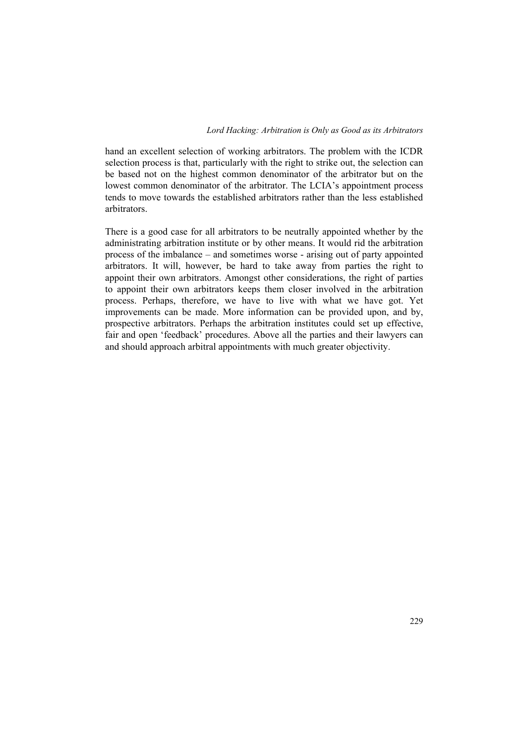hand an excellent selection of working arbitrators. The problem with the ICDR selection process is that, particularly with the right to strike out, the selection can be based not on the highest common denominator of the arbitrator but on the lowest common denominator of the arbitrator. The LCIA's appointment process tends to move towards the established arbitrators rather than the less established arbitrators.

There is a good case for all arbitrators to be neutrally appointed whether by the administrating arbitration institute or by other means. It would rid the arbitration process of the imbalance – and sometimes worse - arising out of party appointed arbitrators. It will, however, be hard to take away from parties the right to appoint their own arbitrators. Amongst other considerations, the right of parties to appoint their own arbitrators keeps them closer involved in the arbitration process. Perhaps, therefore, we have to live with what we have got. Yet improvements can be made. More information can be provided upon, and by, prospective arbitrators. Perhaps the arbitration institutes could set up effective, fair and open 'feedback' procedures. Above all the parties and their lawyers can and should approach arbitral appointments with much greater objectivity.